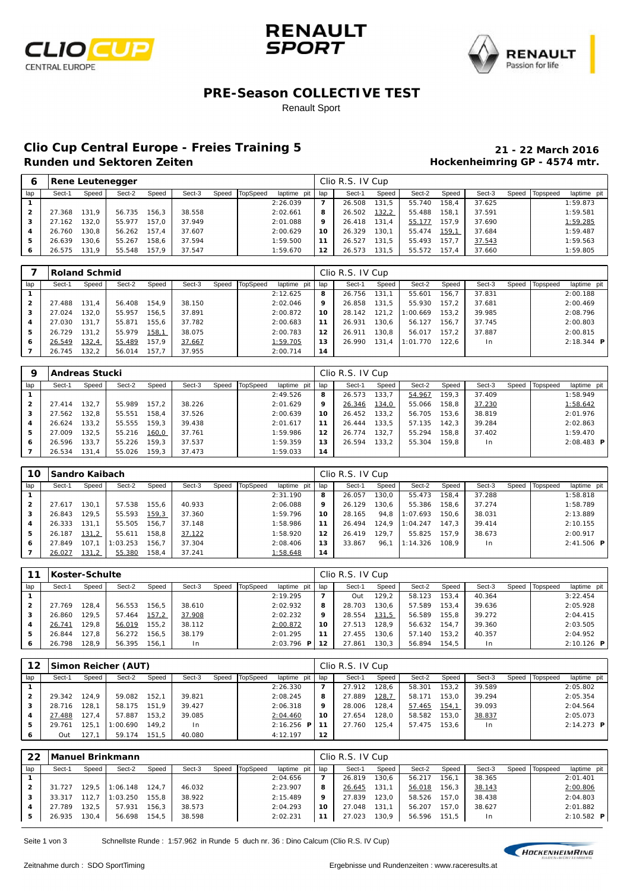## PRE-Season COLLECTIVE TEST

Renault Sport

# Clio Cup Central Europe - Freies Training 5

## Runden und Sektoren Zeiten

**21 - 22 March 2016**

**Hockenheimring GP - 4574 mtr.**

| 6 | Rene Leutenegger | | | | | | | | Clio R.S. IV Cup | | | | | | | | |
|---|---|---|---|---|---|---|---|---|---|---|---|---|---|---|---|---|---|
| lap | Sect-1 | Speed | Sect-2 | Speed | Sect-3 | Speed | TopSpeed | laptime pit | lap | Sect-1 | Speed | Sect-2 | Speed | Sect-3 | Speed | Topspeed | laptime pit |
| 1 | | | | | | | | 2:26.039 | 7 | 26.508 | 131,5 | 55.740 | 158,4 | 37.625 | | | 1:59.873 |
| 2 | 27.368 | 131,9 | 56.735 | 156,3 | 38.558 | | | 2:02.661 | 8 | 26.502 | 132,2 | 55.488 | 158,1 | 37.591 | | | 1:59.581 |
| 3 | 27.162 | 132,0 | 55.977 | 157,0 | 37.949 | | | 2:01.088 | 9 | 26.418 | 131,4 | 55.177 | 157,9 | 37.690 | | | 1:59.285 |
| 4 | 26.760 | 130,8 | 56.262 | 157,4 | 37.607 | | | 2:00.629 | 10 | 26.329 | 130,1 | 55.474 | 159,1 | 37.684 | | | 1:59.487 |
| 5 | 26.639 | 130,6 | 55.267 | 158,6 | 37.594 | | | 1:59.500 | 11 | 26.527 | 131,5 | 55.493 | 157,7 | 37.543 | | | 1:59.563 |
| 6 | 26.575 | 131,9 | 55.548 | 157,9 | 37.547 | | | 1:59.670 | 12 | 26.573 | 131,5 | 55.572 | 157,4 | 37.660 | | | 1:59.805 |

| 7 | Roland Schmid | | | | | | | | Clio R.S. IV Cup | | | | | | | | |
|---|---|---|---|---|---|---|---|---|---|---|---|---|---|---|---|---|---|
| lap | Sect-1 | Speed | Sect-2 | Speed | Sect-3 | Speed | TopSpeed | laptime pit | lap | Sect-1 | Speed | Sect-2 | Speed | Sect-3 | Speed | Topspeed | laptime pit |
| 1 | | | | | | | | 2:12.625 | 8 | 26.756 | 131,1 | 55.601 | 156,7 | 37.831 | | | 2:00.188 |
| 2 | 27.488 | 131,4 | 56.408 | 154,9 | 38.150 | | | 2:02.046 | 9 | 26.858 | 131,5 | 55.930 | 157,2 | 37.681 | | | 2:00.469 |
| 3 | 27.024 | 132,0 | 55.957 | 156,5 | 37.891 | | | 2:00.872 | 10 | 28.142 | 121,2 | 1:00.669 | 153,2 | 39.985 | | | 2:08.796 |
| 4 | 27.030 | 131,7 | 55.871 | 155,6 | 37.782 | | | 2:00.683 | 11 | 26.931 | 130,6 | 56.127 | 156,7 | 37.745 | | | 2:00.803 |
| 5 | 26.729 | 131,2 | 55.979 | 158,1 | 38.075 | | | 2:00.783 | 12 | 26.911 | 130,8 | 56.017 | 157,2 | 37.887 | | | 2:00.815 |
| 6 | 26.549 | 132,4 | 55.489 | 157,9 | 37.667 | | | 1:59.705 | 13 | 26.990 | 131,4 | 1:01.770 | 122,6 | In | | | 2:18.344 P |
| 7 | 26.745 | 132,2 | 56.014 | 157,7 | 37.955 | | | 2:00.714 | 14 | | | | | | | | |

| 9 | Andreas Stucki | | | | | | | | Clio R.S. IV Cup | | | | | | | | |
|---|---|---|---|---|---|---|---|---|---|---|---|---|---|---|---|---|---|
| lap | Sect-1 | Speed | Sect-2 | Speed | Sect-3 | Speed | TopSpeed | laptime pit | lap | Sect-1 | Speed | Sect-2 | Speed | Sect-3 | Speed | Topspeed | laptime pit |
| 1 | | | | | | | | 2:49.526 | 8 | 26.573 | 133,7 | 54.967 | 159,3 | 37.409 | | | 1:58.949 |
| 2 | 27.414 | 132,7 | 55.989 | 157,2 | 38.226 | | | 2:01.629 | 9 | 26.346 | 134,0 | 55.066 | 158,8 | 37.230 | | | 1:58.642 |
| 3 | 27.562 | 132,8 | 55.551 | 158,4 | 37.526 | | | 2:00.639 | 10 | 26.452 | 133,2 | 56.705 | 153,6 | 38.819 | | | 2:01.976 |
| 4 | 26.624 | 133,2 | 55.555 | 159,3 | 39.438 | | | 2:01.617 | 11 | 26.444 | 133,5 | 57.135 | 142,3 | 39.284 | | | 2:02.863 |
| 5 | 27.009 | 132,5 | 55.216 | 160,0 | 37.761 | | | 1:59.986 | 12 | 26.774 | 132,7 | 55.294 | 158,8 | 37.402 | | | 1:59.470 |
| 6 | 26.596 | 133,7 | 55.226 | 159,3 | 37.537 | | | 1:59.359 | 13 | 26.594 | 133,2 | 55.304 | 159,8 | In | | | 2:08.483 P |
| 7 | 26.534 | 131,4 | 55.026 | 159,3 | 37.473 | | | 1:59.033 | 14 | | | | | | | | |

| 10 | Sandro Kaibach | | | | | | | | Clio R.S. IV Cup | | | | | | | | |
|---|---|---|---|---|---|---|---|---|---|---|---|---|---|---|---|---|---|
| lap | Sect-1 | Speed | Sect-2 | Speed | Sect-3 | Speed | TopSpeed | laptime pit | lap | Sect-1 | Speed | Sect-2 | Speed | Sect-3 | Speed | Topspeed | laptime pit |
| 1 | | | | | | | | 2:31.190 | 8 | 26.057 | 130,0 | 55.473 | 158,4 | 37.288 | | | 1:58.818 |
| 2 | 27.617 | 130,1 | 57.538 | 155,6 | 40.933 | | | 2:06.088 | 9 | 26.129 | 130,6 | 55.386 | 158,6 | 37.274 | | | 1:58.789 |
| 3 | 26.843 | 129,5 | 55.593 | 159,3 | 37.360 | | | 1:59.796 | 10 | 28.165 | 94,8 | 1:07.693 | 150,6 | 38.031 | | | 2:13.889 |
| 4 | 26.333 | 131,1 | 55.505 | 156,7 | 37.148 | | | 1:58.986 | 11 | 26.494 | 124,9 | 1:04.247 | 147,3 | 39.414 | | | 2:10.155 |
| 5 | 26.187 | 131,2 | 55.611 | 158,8 | 37.122 | | | 1:58.920 | 12 | 26.419 | 129,7 | 55.825 | 157,9 | 38.673 | | | 2:00.917 |
| 6 | 27.849 | 107,1 | 1:03.253 | 156,7 | 37.304 | | | 2:08.406 | 13 | 33.867 | 96,1 | 1:14.326 | 108,9 | In | | | 2:41.506 P |
| 7 | 26.027 | 131,2 | 55.380 | 158,4 | 37.241 | | | 1:58.648 | 14 | | | | | | | | |

| 11 | Koster-Schulte | | | | | | | | Clio R.S. IV Cup | | | | | | | | |
|---|---|---|---|---|---|---|---|---|---|---|---|---|---|---|---|---|---|
| lap | Sect-1 | Speed | Sect-2 | Speed | Sect-3 | Speed | TopSpeed | laptime pit | lap | Sect-1 | Speed | Sect-2 | Speed | Sect-3 | Speed | Topspeed | laptime pit |
| 1 | | | | | | | | 2:19.295 | 7 | Out | 129,2 | 58.123 | 153,4 | 40.364 | | | 3:22.454 |
| 2 | 27.769 | 128,4 | 56.553 | 156,5 | 38.610 | | | 2:02.932 | 8 | 28.703 | 130,6 | 57.589 | 153,4 | 39.636 | | | 2:05.928 |
| 3 | 26.860 | 129,5 | 57.464 | 157,2 | 37.908 | | | 2:02.232 | 9 | 28.554 | 131,5 | 56.589 | 155,8 | 39.272 | | | 2:04.415 |
| 4 | 26.741 | 129,8 | 56.019 | 155,2 | 38.112 | | | 2:00.872 | 10 | 27.513 | 128,9 | 56.632 | 154,7 | 39.360 | | | 2:03.505 |
| 5 | 26.844 | 127,8 | 56.272 | 156,5 | 38.179 | | | 2:01.295 | 11 | 27.455 | 130,6 | 57.140 | 153,2 | 40.357 | | | 2:04.952 |
| 6 | 26.798 | 128,9 | 56.395 | 156,1 | In | | | 2:03.796 P | 12 | 27.861 | 130,3 | 56.894 | 154,5 | In | | | 2:10.126 P |

| 12 | Simon Reicher (AUT) | | | | | | | | Clio R.S. IV Cup | | | | | | | | |
|---|---|---|---|---|---|---|---|---|---|---|---|---|---|---|---|---|---|
| lap | Sect-1 | Speed | Sect-2 | Speed | Sect-3 | Speed | TopSpeed | laptime pit | lap | Sect-1 | Speed | Sect-2 | Speed | Sect-3 | Speed | Topspeed | laptime pit |
| 1 | | | | | | | | 2:26.330 | 7 | 27.912 | 128,6 | 58.301 | 153,2 | 39.589 | | | 2:05.802 |
| 2 | 29.342 | 124,9 | 59.082 | 152,1 | 39.821 | | | 2:08.245 | 8 | 27.889 | 128,7 | 58.171 | 153,0 | 39.294 | | | 2:05.354 |
| 3 | 28.716 | 128,1 | 58.175 | 151,9 | 39.427 | | | 2:06.318 | 9 | 28.006 | 128,4 | 57.465 | 154,1 | 39.093 | | | 2:04.564 |
| 4 | 27.488 | 127,4 | 57.887 | 153,2 | 39.085 | | | 2:04.460 | 10 | 27.654 | 128,0 | 58.582 | 153,0 | 38.837 | | | 2:05.073 |
| 5 | 29.761 | 125,1 | 1:00.690 | 149,2 | In | | | 2:16.256 P | 11 | 27.760 | 125,4 | 57.475 | 153,6 | In | | | 2:14.273 P |
| 6 | Out | 127,1 | 59.174 | 151,5 | 40.080 | | | 4:12.197 | 12 | | | | | | | | |

| 22 | Manuel Brinkmann | | | | | | | | Clio R.S. IV Cup | | | | | | | | |
|---|---|---|---|---|---|---|---|---|---|---|---|---|---|---|---|---|---|
| lap | Sect-1 | Speed | Sect-2 | Speed | Sect-3 | Speed | TopSpeed | laptime pit | lap | Sect-1 | Speed | Sect-2 | Speed | Sect-3 | Speed | Topspeed | laptime pit |
| 1 | | | | | | | | 2:04.656 | 7 | 26.819 | 130,6 | 56.217 | 156,1 | 38.365 | | | 2:01.401 |
| 2 | 31.727 | 129,5 | 1:06.148 | 124,7 | 46.032 | | | 2:23.907 | 8 | 26.645 | 131,1 | 56.018 | 156,3 | 38.143 | | | 2:00.806 |
| 3 | 33.317 | 112,7 | 1:03.250 | 155,8 | 38.922 | | | 2:15.489 | 9 | 27.839 | 123,0 | 58.526 | 157,0 | 38.438 | | | 2:04.803 |
| 4 | 27.789 | 132,5 | 57.931 | 156,3 | 38.573 | | | 2:04.293 | 10 | 27.048 | 131,1 | 56.207 | 157,0 | 38.627 | | | 2:01.882 |
| 5 | 26.935 | 130,4 | 56.698 | 154,5 | 38.598 | | | 2:02.231 | 11 | 27.023 | 130,9 | 56.596 | 151,5 | In | | | 2:10.582 P |

Schnellste Runde : 1:57.962 in Runde 5 duch nr. 36 : Dino Calcum (Clio R.S. IV Cup)

Zeitnahme durch : SDO SportTiming

Ergebnisse und Rundenzeiten : www.raceresults.at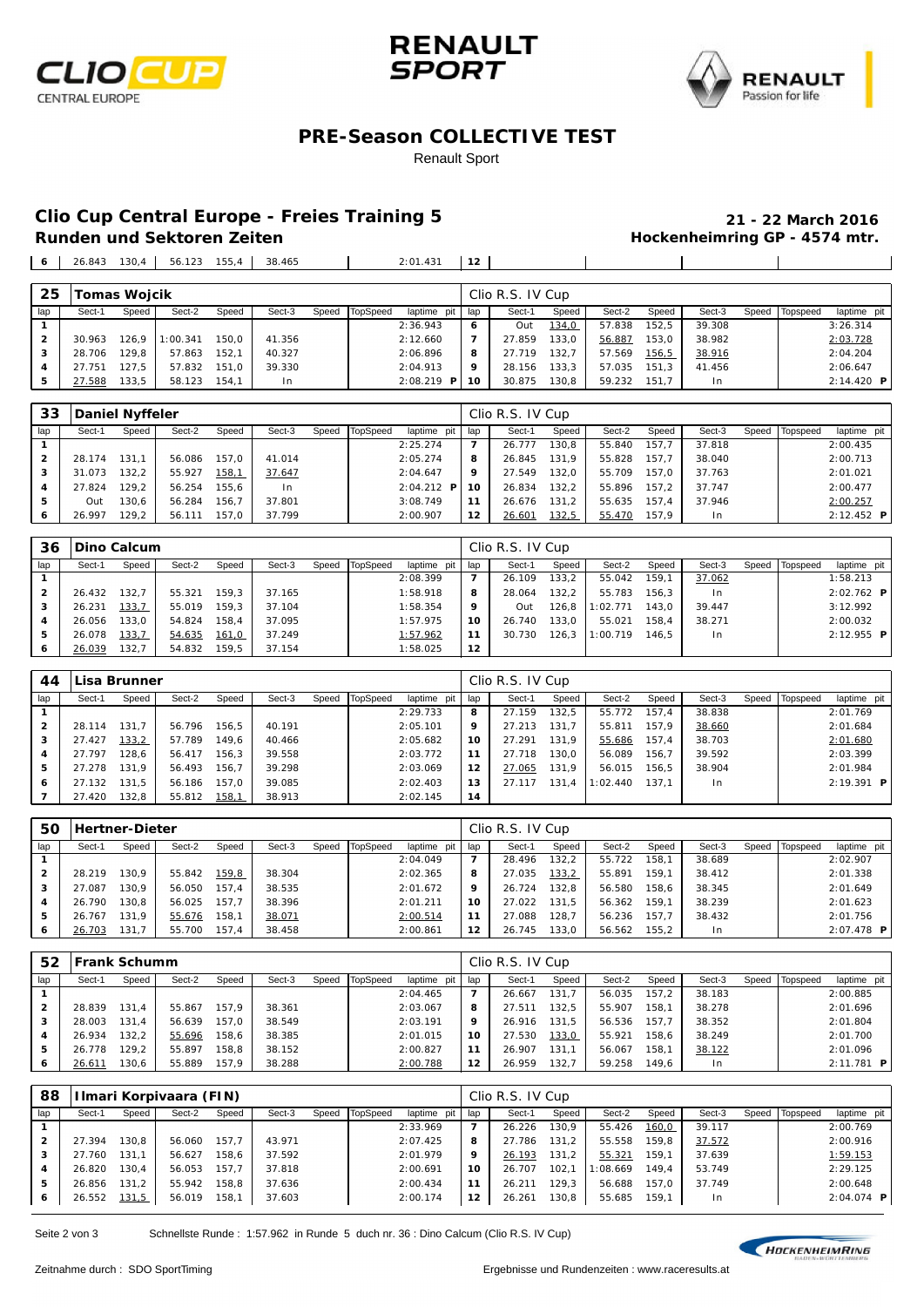# PRE-Season COLLECTIVE TEST

Renault Sport

## Clio Cup Central Europe - Freies Training 5

**21 - 22 March 2016**

### Runden und Sektoren Zeiten

**Hockenheimring GP - 4574 mtr.**

| lap | Sect-1 | Speed | Sect-2 | Speed | Sect-3 | Speed | TopSpeed | laptime pit | lap | Sect-1 | Speed | Sect-2 | Speed | Sect-3 | Speed | Topspeed | laptime pit |
|---|---|---|---|---|---|---|---|---|---|---|---|---|---|---|---|---|---|
| 6 | 26.843 | 130,4 | 56.123 | 155,4 | 38.465 | | | 2:01.431 | 12 | | | | | | | | |

**25 Tomas Wojcik** — Clio R.S. IV Cup

| lap | Sect-1 | Speed | Sect-2 | Speed | Sect-3 | Speed | TopSpeed | laptime pit | lap | Sect-1 | Speed | Sect-2 | Speed | Sect-3 | Speed | Topspeed | laptime pit |
|---|---|---|---|---|---|---|---|---|---|---|---|---|---|---|---|---|---|
| 1 | | | | | | | | 2:36.943 | 6 | Out | 134,0 | 57.838 | 152,5 | 39.308 | | | 3:26.314 |
| 2 | 30.963 | 126,9 | 1:00.341 | 150,0 | 41.356 | | | 2:12.660 | 7 | 27.859 | 133,0 | 56.887 | 153,0 | 38.982 | | | 2:03.728 |
| 3 | 28.706 | 129,8 | 57.863 | 152,1 | 40.327 | | | 2:06.896 | 8 | 27.719 | 132,7 | 57.569 | 156,5 | 38.916 | | | 2:04.204 |
| 4 | 27.751 | 127,5 | 57.832 | 151,0 | 39.330 | | | 2:04.913 | 9 | 28.156 | 133,3 | 57.035 | 151,3 | 41.456 | | | 2:06.647 |
| 5 | 27.588 | 133,5 | 58.123 | 154,1 | In | | | 2:08.219 P | 10 | 30.875 | 130,8 | 59.232 | 151,7 | In | | | 2:14.420 P |

**33 Daniel Nyffeler** — Clio R.S. IV Cup

| lap | Sect-1 | Speed | Sect-2 | Speed | Sect-3 | Speed | TopSpeed | laptime pit | lap | Sect-1 | Speed | Sect-2 | Speed | Sect-3 | Speed | Topspeed | laptime pit |
|---|---|---|---|---|---|---|---|---|---|---|---|---|---|---|---|---|---|
| 1 | | | | | | | | 2:25.274 | 7 | 26.777 | 130,8 | 55.840 | 157,7 | 37.818 | | | 2:00.435 |
| 2 | 28.174 | 131,1 | 56.086 | 157,0 | 41.014 | | | 2:05.274 | 8 | 26.845 | 131,9 | 55.828 | 157,7 | 38.040 | | | 2:00.713 |
| 3 | 31.073 | 132,2 | 55.927 | 158,1 | 37.647 | | | 2:04.647 | 9 | 27.549 | 132,0 | 55.709 | 157,0 | 37.763 | | | 2:01.021 |
| 4 | 27.824 | 129,2 | 56.254 | 155,6 | In | | | 2:04.212 P | 10 | 26.834 | 132,2 | 55.896 | 157,2 | 37.747 | | | 2:00.477 |
| 5 | Out | 130,6 | 56.284 | 156,7 | 37.801 | | | 3:08.749 | 11 | 26.676 | 131,2 | 55.635 | 157,4 | 37.946 | | | 2:00.257 |
| 6 | 26.997 | 129,2 | 56.111 | 157,0 | 37.799 | | | 2:00.907 | 12 | 26.601 | 132,5 | 55.470 | 157,9 | In | | | 2:12.452 P |

**36 Dino Calcum** — Clio R.S. IV Cup

| lap | Sect-1 | Speed | Sect-2 | Speed | Sect-3 | Speed | TopSpeed | laptime pit | lap | Sect-1 | Speed | Sect-2 | Speed | Sect-3 | Speed | Topspeed | laptime pit |
|---|---|---|---|---|---|---|---|---|---|---|---|---|---|---|---|---|---|
| 1 | | | | | | | | 2:08.399 | 7 | 26.109 | 133,2 | 55.042 | 159,1 | 37.062 | | | 1:58.213 |
| 2 | 26.432 | 132,7 | 55.321 | 159,3 | 37.165 | | | 1:58.918 | 8 | 28.064 | 132,2 | 55.783 | 156,3 | In | | | 2:02.762 P |
| 3 | 26.231 | 133,7 | 55.019 | 159,3 | 37.104 | | | 1:58.354 | 9 | Out | 126,8 | 1:02.771 | 143,0 | 39.447 | | | 3:12.992 |
| 4 | 26.056 | 133,0 | 54.824 | 158,4 | 37.095 | | | 1:57.975 | 10 | 26.740 | 133,0 | 55.021 | 158,4 | 38.271 | | | 2:00.032 |
| 5 | 26.078 | 133,7 | 54.635 | 161,0 | 37.249 | | | 1:57.962 | 11 | 30.730 | 126,3 | 1:00.719 | 146,5 | In | | | 2:12.955 P |
| 6 | 26.039 | 132,7 | 54.832 | 159,5 | 37.154 | | | 1:58.025 | 12 | | | | | | | | |

**44 Lisa Brunner** — Clio R.S. IV Cup

| lap | Sect-1 | Speed | Sect-2 | Speed | Sect-3 | Speed | TopSpeed | laptime pit | lap | Sect-1 | Speed | Sect-2 | Speed | Sect-3 | Speed | Topspeed | laptime pit |
|---|---|---|---|---|---|---|---|---|---|---|---|---|---|---|---|---|---|
| 1 | | | | | | | | 2:29.733 | 8 | 27.159 | 132,5 | 55.772 | 157,4 | 38.838 | | | 2:01.769 |
| 2 | 28.114 | 131,7 | 56.796 | 156,5 | 40.191 | | | 2:05.101 | 9 | 27.213 | 131,7 | 55.811 | 157,9 | 38.660 | | | 2:01.684 |
| 3 | 27.427 | 133,2 | 57.789 | 149,6 | 40.466 | | | 2:05.682 | 10 | 27.291 | 131,9 | 55.686 | 157,4 | 38.703 | | | 2:01.680 |
| 4 | 27.797 | 128,6 | 56.417 | 156,3 | 39.558 | | | 2:03.772 | 11 | 27.718 | 130,0 | 56.089 | 156,7 | 39.592 | | | 2:03.399 |
| 5 | 27.278 | 131,9 | 56.493 | 156,7 | 39.298 | | | 2:03.069 | 12 | 27.065 | 131,9 | 56.015 | 156,5 | 38.904 | | | 2:01.984 |
| 6 | 27.132 | 131,5 | 56.186 | 157,0 | 39.085 | | | 2:02.403 | 13 | 27.117 | 131,4 | 1:02.440 | 137,1 | In | | | 2:19.391 P |
| 7 | 27.420 | 132,8 | 55.812 | 158,1 | 38.913 | | | 2:02.145 | 14 | | | | | | | | |

**50 Hertner-Dieter** — Clio R.S. IV Cup

| lap | Sect-1 | Speed | Sect-2 | Speed | Sect-3 | Speed | TopSpeed | laptime pit | lap | Sect-1 | Speed | Sect-2 | Speed | Sect-3 | Speed | Topspeed | laptime pit |
|---|---|---|---|---|---|---|---|---|---|---|---|---|---|---|---|---|---|
| 1 | | | | | | | | 2:04.049 | 7 | 28.496 | 132,2 | 55.722 | 158,1 | 38.689 | | | 2:02.907 |
| 2 | 28.219 | 130,9 | 55.842 | 159,8 | 38.304 | | | 2:02.365 | 8 | 27.035 | 133,2 | 55.891 | 159,1 | 38.412 | | | 2:01.338 |
| 3 | 27.087 | 130,9 | 56.050 | 157,4 | 38.535 | | | 2:01.672 | 9 | 26.724 | 132,8 | 56.580 | 158,6 | 38.345 | | | 2:01.649 |
| 4 | 26.790 | 130,8 | 56.025 | 157,7 | 38.396 | | | 2:01.211 | 10 | 27.022 | 131,5 | 56.362 | 159,1 | 38.239 | | | 2:01.623 |
| 5 | 26.767 | 131,9 | 55.676 | 158,1 | 38.071 | | | 2:00.514 | 11 | 27.088 | 128,7 | 56.236 | 157,7 | 38.432 | | | 2:01.756 |
| 6 | 26.703 | 131,7 | 55.700 | 157,4 | 38.458 | | | 2:00.861 | 12 | 26.745 | 133,0 | 56.562 | 155,2 | In | | | 2:07.478 P |

**52 Frank Schumm** — Clio R.S. IV Cup

| lap | Sect-1 | Speed | Sect-2 | Speed | Sect-3 | Speed | TopSpeed | laptime pit | lap | Sect-1 | Speed | Sect-2 | Speed | Sect-3 | Speed | Topspeed | laptime pit |
|---|---|---|---|---|---|---|---|---|---|---|---|---|---|---|---|---|---|
| 1 | | | | | | | | 2:04.465 | 7 | 26.667 | 131,7 | 56.035 | 157,2 | 38.183 | | | 2:00.885 |
| 2 | 28.839 | 131,4 | 55.867 | 157,9 | 38.361 | | | 2:03.067 | 8 | 27.511 | 132,5 | 55.907 | 158,1 | 38.278 | | | 2:01.696 |
| 3 | 28.003 | 131,4 | 56.639 | 157,0 | 38.549 | | | 2:03.191 | 9 | 26.916 | 131,5 | 56.536 | 157,7 | 38.352 | | | 2:01.804 |
| 4 | 26.934 | 132,2 | 55.696 | 158,6 | 38.385 | | | 2:01.015 | 10 | 27.530 | 133,0 | 55.921 | 158,6 | 38.249 | | | 2:01.700 |
| 5 | 26.778 | 129,2 | 55.897 | 158,8 | 38.152 | | | 2:00.827 | 11 | 26.907 | 131,1 | 56.067 | 158,1 | 38.122 | | | 2:01.096 |
| 6 | 26.611 | 130,6 | 55.889 | 157,9 | 38.288 | | | 2:00.788 | 12 | 26.959 | 132,7 | 59.258 | 149,6 | In | | | 2:11.781 P |

**88 Ilmari Korpivaara (FIN)** — Clio R.S. IV Cup

| lap | Sect-1 | Speed | Sect-2 | Speed | Sect-3 | Speed | TopSpeed | laptime pit | lap | Sect-1 | Speed | Sect-2 | Speed | Sect-3 | Speed | Topspeed | laptime pit |
|---|---|---|---|---|---|---|---|---|---|---|---|---|---|---|---|---|---|
| 1 | | | | | | | | 2:33.969 | 7 | 26.226 | 130,9 | 55.426 | 160,0 | 39.117 | | | 2:00.769 |
| 2 | 27.394 | 130,8 | 56.060 | 157,7 | 43.971 | | | 2:07.425 | 8 | 27.786 | 131,2 | 55.558 | 159,8 | 37.572 | | | 2:00.916 |
| 3 | 27.760 | 131,1 | 56.627 | 158,6 | 37.592 | | | 2:01.979 | 9 | 26.193 | 131,2 | 55.321 | 159,1 | 37.639 | | | 1:59.153 |
| 4 | 26.820 | 130,4 | 56.053 | 157,7 | 37.818 | | | 2:00.691 | 10 | 26.707 | 102,1 | 1:08.669 | 149,4 | 53.749 | | | 2:29.125 |
| 5 | 26.856 | 131,2 | 55.942 | 158,8 | 37.636 | | | 2:00.434 | 11 | 26.211 | 129,3 | 56.688 | 157,0 | 37.749 | | | 2:00.648 |
| 6 | 26.552 | 131,5 | 56.019 | 158,1 | 37.603 | | | 2:00.174 | 12 | 26.261 | 130,8 | 55.685 | 159,1 | In | | | 2:04.074 P |

Schnellste Runde : 1:57.962 in Runde 5 duch nr. 36 : Dino Calcum (Clio R.S. IV Cup)

Zeitnahme durch : SDO SportTiming

Ergebnisse und Rundenzeiten : www.raceresults.at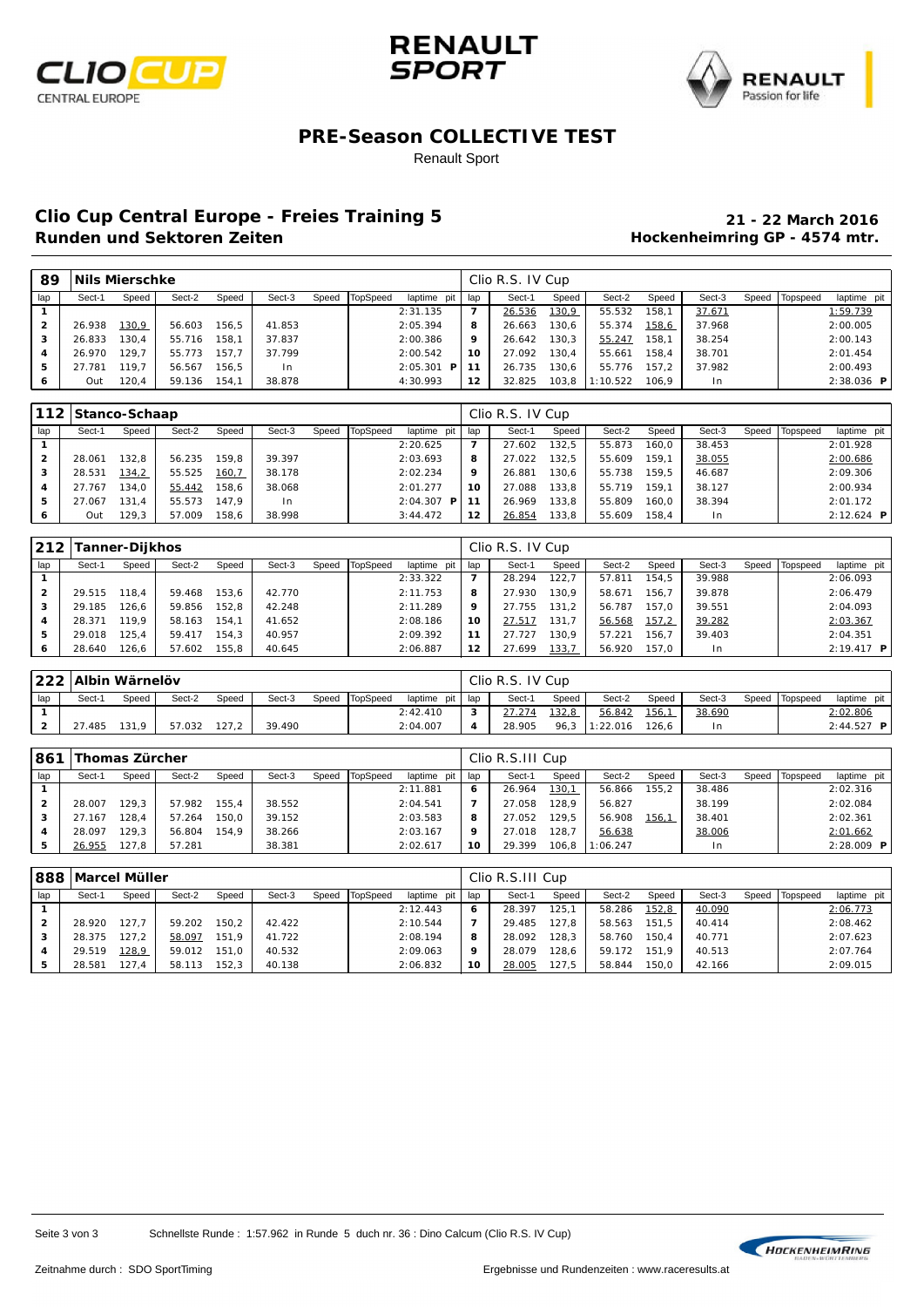## PRE-Season COLLECTIVE TEST

Renault Sport

## Clio Cup Central Europe - Freies Training 5

**Runden und Sektoren Zeiten**

**21 - 22 March 2016**

**Hockenheimring GP - 4574 mtr.**

### 89 Nils Mierschke — Clio R.S. IV Cup

| lap | Sect-1 | Speed | Sect-2 | Speed | Sect-3 | Speed | TopSpeed | laptime | pit | lap | Sect-1 | Speed | Sect-2 | Speed | Sect-3 | Speed | Topspeed | laptime | pit |
|---|---|---|---|---|---|---|---|---|---|---|---|---|---|---|---|---|---|---|---|
| 1 | | | | | | | | 2:31.135 | | 7 | 26.536 | 130,9 | 55.532 | 158,1 | 37.671 | | | 1:59.739 | |
| 2 | 26.938 | 130,9 | 56.603 | 156,5 | 41.853 | | | 2:05.394 | | 8 | 26.663 | 130,6 | 55.374 | 158,6 | 37.968 | | | 2:00.005 | |
| 3 | 26.833 | 130,4 | 55.716 | 158,1 | 37.837 | | | 2:00.386 | | 9 | 26.642 | 130,3 | 55.247 | 158,1 | 38.254 | | | 2:00.143 | |
| 4 | 26.970 | 129,7 | 55.773 | 157,7 | 37.799 | | | 2:00.542 | | 10 | 27.092 | 130,4 | 55.661 | 158,4 | 38.701 | | | 2:01.454 | |
| 5 | 27.781 | 119,7 | 56.567 | 156,5 | In | | | 2:05.301 | P | 11 | 26.735 | 130,6 | 55.776 | 157,2 | 37.982 | | | 2:00.493 | |
| 6 | Out | 120,4 | 59.136 | 154,1 | 38.878 | | | 4:30.993 | | 12 | 32.825 | 103,8 | 1:10.522 | 106,9 | In | | | 2:38.036 | P |

### 112 Stanco-Schaap — Clio R.S. IV Cup

| lap | Sect-1 | Speed | Sect-2 | Speed | Sect-3 | Speed | TopSpeed | laptime | pit | lap | Sect-1 | Speed | Sect-2 | Speed | Sect-3 | Speed | Topspeed | laptime | pit |
|---|---|---|---|---|---|---|---|---|---|---|---|---|---|---|---|---|---|---|---|
| 1 | | | | | | | | 2:20.625 | | 7 | 27.602 | 132,5 | 55.873 | 160,0 | 38.453 | | | 2:01.928 | |
| 2 | 28.061 | 132,8 | 56.235 | 159,8 | 39.397 | | | 2:03.693 | | 8 | 27.022 | 132,5 | 55.609 | 159,1 | 38.055 | | | 2:00.686 | |
| 3 | 28.531 | 134,2 | 55.525 | 160,7 | 38.178 | | | 2:02.234 | | 9 | 26.881 | 130,6 | 55.738 | 159,5 | 46.687 | | | 2:09.306 | |
| 4 | 27.767 | 134,0 | 55.442 | 158,6 | 38.068 | | | 2:01.277 | | 10 | 27.088 | 133,8 | 55.719 | 159,1 | 38.127 | | | 2:00.934 | |
| 5 | 27.067 | 131,4 | 55.573 | 147,9 | In | | | 2:04.307 | P | 11 | 26.969 | 133,8 | 55.809 | 160,0 | 38.394 | | | 2:01.172 | |
| 6 | Out | 129,3 | 57.009 | 158,6 | 38.998 | | | 3:44.472 | | 12 | 26.854 | 133,8 | 55.609 | 158,4 | In | | | 2:12.624 | P |

### 212 Tanner-Dijkhos — Clio R.S. IV Cup

| lap | Sect-1 | Speed | Sect-2 | Speed | Sect-3 | Speed | TopSpeed | laptime | pit | lap | Sect-1 | Speed | Sect-2 | Speed | Sect-3 | Speed | Topspeed | laptime | pit |
|---|---|---|---|---|---|---|---|---|---|---|---|---|---|---|---|---|---|---|---|
| 1 | | | | | | | | 2:33.322 | | 7 | 28.294 | 122,7 | 57.811 | 154,5 | 39.988 | | | 2:06.093 | |
| 2 | 29.515 | 118,4 | 59.468 | 153,6 | 42.770 | | | 2:11.753 | | 8 | 27.930 | 130,9 | 58.671 | 156,7 | 39.878 | | | 2:06.479 | |
| 3 | 29.185 | 126,6 | 59.856 | 152,8 | 42.248 | | | 2:11.289 | | 9 | 27.755 | 131,2 | 56.787 | 157,0 | 39.551 | | | 2:04.093 | |
| 4 | 28.371 | 119,9 | 58.163 | 154,1 | 41.652 | | | 2:08.186 | | 10 | 27.517 | 131,7 | 56.568 | 157,2 | 39.282 | | | 2:03.367 | |
| 5 | 29.018 | 125,4 | 59.417 | 154,3 | 40.957 | | | 2:09.392 | | 11 | 27.727 | 130,9 | 57.221 | 156,7 | 39.403 | | | 2:04.351 | |
| 6 | 28.640 | 126,6 | 57.602 | 155,8 | 40.645 | | | 2:06.887 | | 12 | 27.699 | 133,7 | 56.920 | 157,0 | In | | | 2:19.417 | P |

### 222 Albin Wärnelöv — Clio R.S. IV Cup

| lap | Sect-1 | Speed | Sect-2 | Speed | Sect-3 | Speed | TopSpeed | laptime | pit | lap | Sect-1 | Speed | Sect-2 | Speed | Sect-3 | Speed | Topspeed | laptime | pit |
|---|---|---|---|---|---|---|---|---|---|---|---|---|---|---|---|---|---|---|---|
| 1 | | | | | | | | 2:42.410 | | 3 | 27.274 | 132,8 | 56.842 | 156,1 | 38.690 | | | 2:02.806 | |
| 2 | 27.485 | 131,9 | 57.032 | 127,2 | 39.490 | | | 2:04.007 | | 4 | 28.905 | 96,3 | 1:22.016 | 126,6 | In | | | 2:44.527 | P |

### 861 Thomas Zürcher — Clio R.S.III Cup

| lap | Sect-1 | Speed | Sect-2 | Speed | Sect-3 | Speed | TopSpeed | laptime | pit | lap | Sect-1 | Speed | Sect-2 | Speed | Sect-3 | Speed | Topspeed | laptime | pit |
|---|---|---|---|---|---|---|---|---|---|---|---|---|---|---|---|---|---|---|---|
| 1 | | | | | | | | 2:11.881 | | 6 | 26.964 | 130,1 | 56.866 | 155,2 | 38.486 | | | 2:02.316 | |
| 2 | 28.007 | 129,3 | 57.982 | 155,4 | 38.552 | | | 2:04.541 | | 7 | 27.058 | 128,9 | 56.827 | | 38.199 | | | 2:02.084 | |
| 3 | 27.167 | 128,4 | 57.264 | 150,0 | 39.152 | | | 2:03.583 | | 8 | 27.052 | 129,5 | 56.908 | 156,1 | 38.401 | | | 2:02.361 | |
| 4 | 28.097 | 129,3 | 56.804 | 154,9 | 38.266 | | | 2:03.167 | | 9 | 27.018 | 128,7 | 56.638 | | 38.006 | | | 2:01.662 | |
| 5 | 26.955 | 127,8 | 57.281 | | 38.381 | | | 2:02.617 | | 10 | 29.399 | 106,8 | 1:06.247 | | In | | | 2:28.009 | P |

### 888 Marcel Müller — Clio R.S.III Cup

| lap | Sect-1 | Speed | Sect-2 | Speed | Sect-3 | Speed | TopSpeed | laptime | pit | lap | Sect-1 | Speed | Sect-2 | Speed | Sect-3 | Speed | Topspeed | laptime | pit |
|---|---|---|---|---|---|---|---|---|---|---|---|---|---|---|---|---|---|---|---|
| 1 | | | | | | | | 2:12.443 | | 6 | 28.397 | 125,1 | 58.286 | 152,8 | 40.090 | | | 2:06.773 | |
| 2 | 28.920 | 127,7 | 59.202 | 150,2 | 42.422 | | | 2:10.544 | | 7 | 29.485 | 127,8 | 58.563 | 151,5 | 40.414 | | | 2:08.462 | |
| 3 | 28.375 | 127,2 | 58.097 | 151,9 | 41.722 | | | 2:08.194 | | 8 | 28.092 | 128,3 | 58.760 | 150,4 | 40.771 | | | 2:07.623 | |
| 4 | 29.519 | 128,9 | 59.012 | 151,0 | 40.532 | | | 2:09.063 | | 9 | 28.079 | 128,6 | 59.172 | 151,9 | 40.513 | | | 2:07.764 | |
| 5 | 28.581 | 127,4 | 58.113 | 152,3 | 40.138 | | | 2:06.832 | | 10 | 28.005 | 127,5 | 58.844 | 150,0 | 42.166 | | | 2:09.015 | |

Schnellste Runde : 1:57.962 in Runde 5 duch nr. 36 : Dino Calcum (Clio R.S. IV Cup)

Zeitnahme durch : SDO SportTiming

Ergebnisse und Rundenzeiten : www.raceresults.at